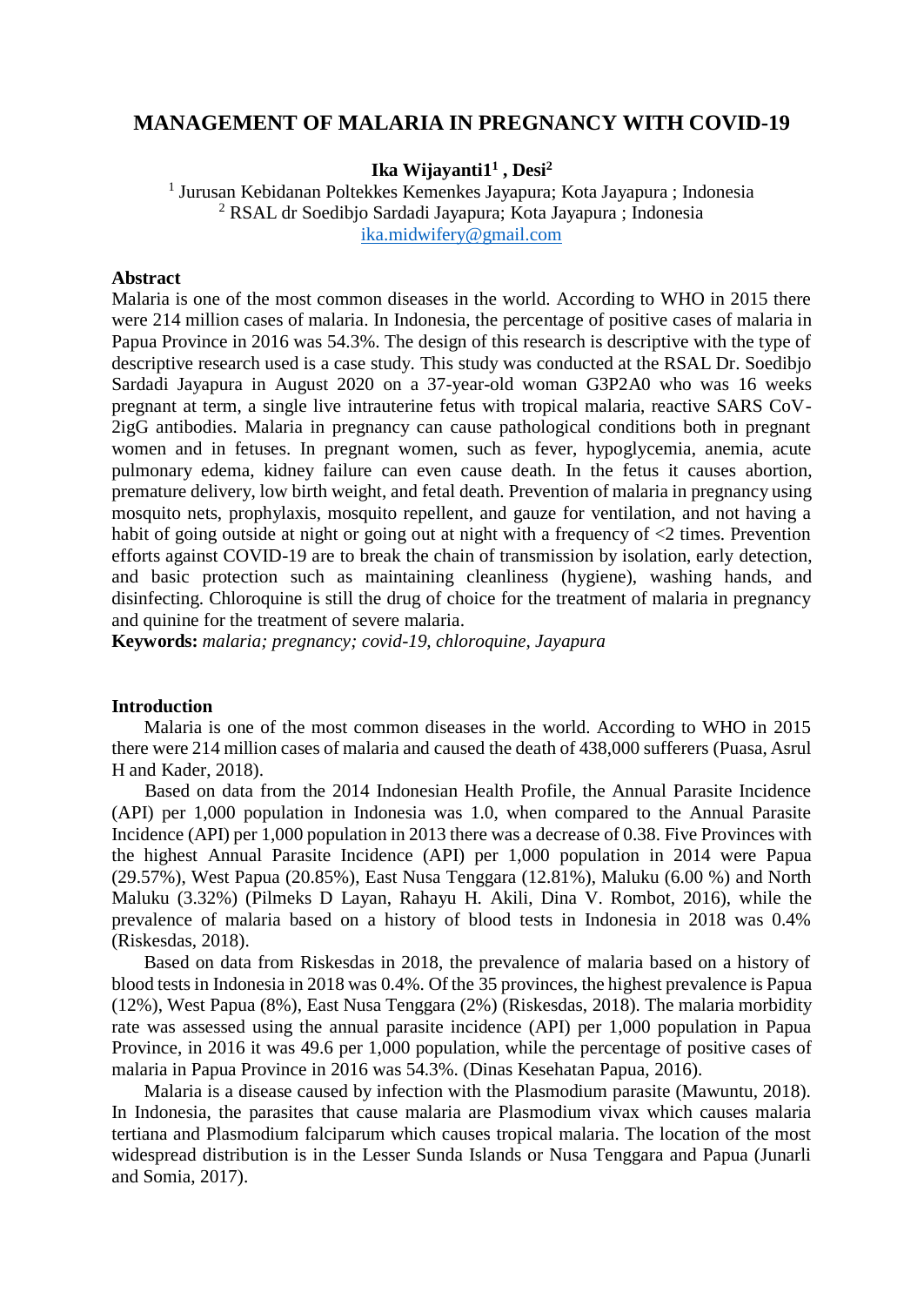# MANAGEMENT OF MALARIA IN PREGNANCY WITH COVID-19

**Ika Wijayanti1[1] , Desi[2]**

[1] Jurusan Kebidanan Poltekkes Kemenkes Jayapura; Kota Jayapura ; Indonesia
[2] RSAL dr Soedibjo Sardadi Jayapura; Kota Jayapura ; Indonesia
ika.midwifery@gmail.com

## Abstract

Malaria is one of the most common diseases in the world. According to WHO in 2015 there were 214 million cases of malaria. In Indonesia, the percentage of positive cases of malaria in Papua Province in 2016 was 54.3%. The design of this research is descriptive with the type of descriptive research used is a case study. This study was conducted at the RSAL Dr. Soedibjo Sardadi Jayapura in August 2020 on a 37-year-old woman G3P2A0 who was 16 weeks pregnant at term, a single live intrauterine fetus with tropical malaria, reactive SARS CoV-2igG antibodies. Malaria in pregnancy can cause pathological conditions both in pregnant women and in fetuses. In pregnant women, such as fever, hypoglycemia, anemia, acute pulmonary edema, kidney failure can even cause death. In the fetus it causes abortion, premature delivery, low birth weight, and fetal death. Prevention of malaria in pregnancy using mosquito nets, prophylaxis, mosquito repellent, and gauze for ventilation, and not having a habit of going outside at night or going out at night with a frequency of <2 times. Prevention efforts against COVID-19 are to break the chain of transmission by isolation, early detection, and basic protection such as maintaining cleanliness (hygiene), washing hands, and disinfecting. Chloroquine is still the drug of choice for the treatment of malaria in pregnancy and quinine for the treatment of severe malaria.

**Keywords:** *malaria; pregnancy; covid-19, chloroquine, Jayapura*

## Introduction

Malaria is one of the most common diseases in the world. According to WHO in 2015 there were 214 million cases of malaria and caused the death of 438,000 sufferers (Puasa, Asrul H and Kader, 2018).

Based on data from the 2014 Indonesian Health Profile, the Annual Parasite Incidence (API) per 1,000 population in Indonesia was 1.0, when compared to the Annual Parasite Incidence (API) per 1,000 population in 2013 there was a decrease of 0.38. Five Provinces with the highest Annual Parasite Incidence (API) per 1,000 population in 2014 were Papua (29.57%), West Papua (20.85%), East Nusa Tenggara (12.81%), Maluku (6.00 %) and North Maluku (3.32%) (Pilmeks D Layan, Rahayu H. Akili, Dina V. Rombot, 2016), while the prevalence of malaria based on a history of blood tests in Indonesia in 2018 was 0.4% (Riskesdas, 2018).

Based on data from Riskesdas in 2018, the prevalence of malaria based on a history of blood tests in Indonesia in 2018 was 0.4%. Of the 35 provinces, the highest prevalence is Papua (12%), West Papua (8%), East Nusa Tenggara (2%) (Riskesdas, 2018). The malaria morbidity rate was assessed using the annual parasite incidence (API) per 1,000 population in Papua Province, in 2016 it was 49.6 per 1,000 population, while the percentage of positive cases of malaria in Papua Province in 2016 was 54.3%. (Dinas Kesehatan Papua, 2016).

Malaria is a disease caused by infection with the Plasmodium parasite (Mawuntu, 2018). In Indonesia, the parasites that cause malaria are Plasmodium vivax which causes malaria tertiana and Plasmodium falciparum which causes tropical malaria. The location of the most widespread distribution is in the Lesser Sunda Islands or Nusa Tenggara and Papua (Junarli and Somia, 2017).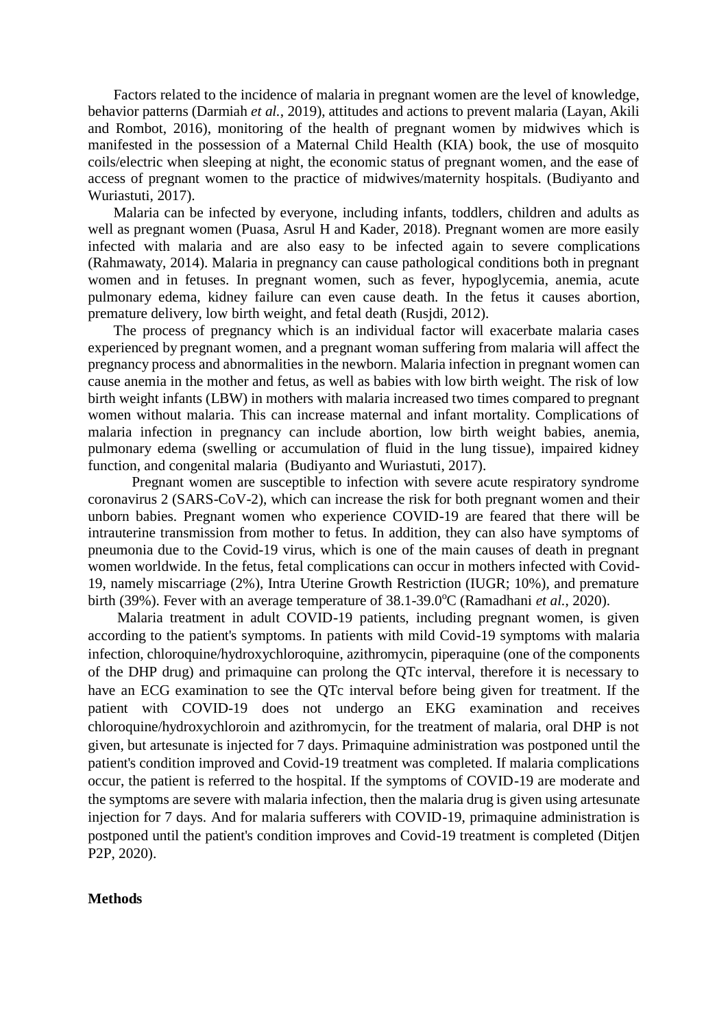Factors related to the incidence of malaria in pregnant women are the level of knowledge, behavior patterns (Darmiah *et al.*, 2019), attitudes and actions to prevent malaria (Layan, Akili and Rombot, 2016), monitoring of the health of pregnant women by midwives which is manifested in the possession of a Maternal Child Health (KIA) book, the use of mosquito coils/electric when sleeping at night, the economic status of pregnant women, and the ease of access of pregnant women to the practice of midwives/maternity hospitals. (Budiyanto and Wuriastuti, 2017).

Malaria can be infected by everyone, including infants, toddlers, children and adults as well as pregnant women (Puasa, Asrul H and Kader, 2018). Pregnant women are more easily infected with malaria and are also easy to be infected again to severe complications (Rahmawaty, 2014). Malaria in pregnancy can cause pathological conditions both in pregnant women and in fetuses. In pregnant women, such as fever, hypoglycemia, anemia, acute pulmonary edema, kidney failure can even cause death. In the fetus it causes abortion, premature delivery, low birth weight, and fetal death (Rusjdi, 2012).

The process of pregnancy which is an individual factor will exacerbate malaria cases experienced by pregnant women, and a pregnant woman suffering from malaria will affect the pregnancy process and abnormalities in the newborn. Malaria infection in pregnant women can cause anemia in the mother and fetus, as well as babies with low birth weight. The risk of low birth weight infants (LBW) in mothers with malaria increased two times compared to pregnant women without malaria. This can increase maternal and infant mortality. Complications of malaria infection in pregnancy can include abortion, low birth weight babies, anemia, pulmonary edema (swelling or accumulation of fluid in the lung tissue), impaired kidney function, and congenital malaria (Budiyanto and Wuriastuti, 2017).

Pregnant women are susceptible to infection with severe acute respiratory syndrome coronavirus 2 (SARS-CoV-2), which can increase the risk for both pregnant women and their unborn babies. Pregnant women who experience COVID-19 are feared that there will be intrauterine transmission from mother to fetus. In addition, they can also have symptoms of pneumonia due to the Covid-19 virus, which is one of the main causes of death in pregnant women worldwide. In the fetus, fetal complications can occur in mothers infected with Covid-19, namely miscarriage (2%), Intra Uterine Growth Restriction (IUGR; 10%), and premature birth (39%). Fever with an average temperature of 38.1-39.0$^{o}$C (Ramadhani *et al.*, 2020).

Malaria treatment in adult COVID-19 patients, including pregnant women, is given according to the patient's symptoms. In patients with mild Covid-19 symptoms with malaria infection, chloroquine/hydroxychloroquine, azithromycin, piperaquine (one of the components of the DHP drug) and primaquine can prolong the QTc interval, therefore it is necessary to have an ECG examination to see the QTc interval before being given for treatment. If the patient with COVID-19 does not undergo an EKG examination and receives chloroquine/hydroxychloroin and azithromycin, for the treatment of malaria, oral DHP is not given, but artesunate is injected for 7 days. Primaquine administration was postponed until the patient's condition improved and Covid-19 treatment was completed. If malaria complications occur, the patient is referred to the hospital. If the symptoms of COVID-19 are moderate and the symptoms are severe with malaria infection, then the malaria drug is given using artesunate injection for 7 days. And for malaria sufferers with COVID-19, primaquine administration is postponed until the patient's condition improves and Covid-19 treatment is completed (Ditjen P2P, 2020).

**Methods**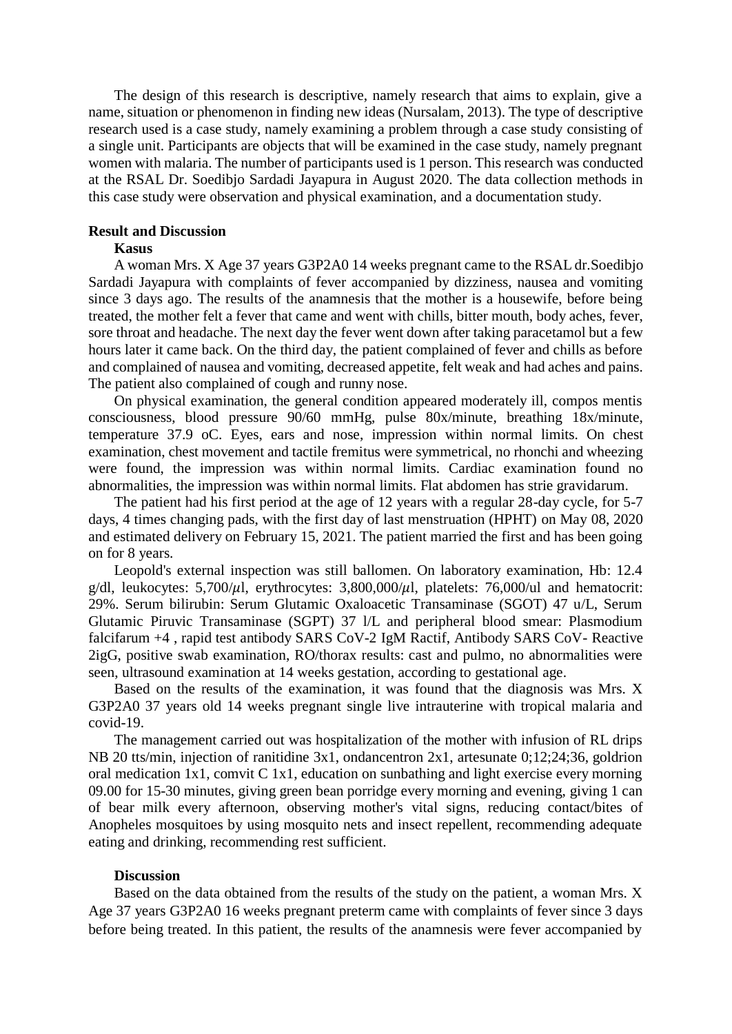The design of this research is descriptive, namely research that aims to explain, give a name, situation or phenomenon in finding new ideas (Nursalam, 2013). The type of descriptive research used is a case study, namely examining a problem through a case study consisting of a single unit. Participants are objects that will be examined in the case study, namely pregnant women with malaria. The number of participants used is 1 person. This research was conducted at the RSAL Dr. Soedibjo Sardadi Jayapura in August 2020. The data collection methods in this case study were observation and physical examination, and a documentation study.

## Result and Discussion

### Kasus

A woman Mrs. X Age 37 years G3P2A0 14 weeks pregnant came to the RSAL dr.Soedibjo Sardadi Jayapura with complaints of fever accompanied by dizziness, nausea and vomiting since 3 days ago. The results of the anamnesis that the mother is a housewife, before being treated, the mother felt a fever that came and went with chills, bitter mouth, body aches, fever, sore throat and headache. The next day the fever went down after taking paracetamol but a few hours later it came back. On the third day, the patient complained of fever and chills as before and complained of nausea and vomiting, decreased appetite, felt weak and had aches and pains. The patient also complained of cough and runny nose.

On physical examination, the general condition appeared moderately ill, compos mentis consciousness, blood pressure 90/60 mmHg, pulse 80x/minute, breathing 18x/minute, temperature 37.9 oC. Eyes, ears and nose, impression within normal limits. On chest examination, chest movement and tactile fremitus were symmetrical, no rhonchi and wheezing were found, the impression was within normal limits. Cardiac examination found no abnormalities, the impression was within normal limits. Flat abdomen has strie gravidarum.

The patient had his first period at the age of 12 years with a regular 28-day cycle, for 5-7 days, 4 times changing pads, with the first day of last menstruation (HPHT) on May 08, 2020 and estimated delivery on February 15, 2021. The patient married the first and has been going on for 8 years.

Leopold's external inspection was still ballomen. On laboratory examination, Hb: 12.4 g/dl, leukocytes: 5,700/$\mu$l, erythrocytes: 3,800,000/$\mu$l, platelets: 76,000/ul and hematocrit: 29%. Serum bilirubin: Serum Glutamic Oxaloacetic Transaminase (SGOT) 47 u/L, Serum Glutamic Piruvic Transaminase (SGPT) 37 l/L and peripheral blood smear: Plasmodium falcifarum +4 , rapid test antibody SARS CoV-2 IgM Ractif, Antibody SARS CoV- Reactive 2igG, positive swab examination, RO/thorax results: cast and pulmo, no abnormalities were seen, ultrasound examination at 14 weeks gestation, according to gestational age.

Based on the results of the examination, it was found that the diagnosis was Mrs. X G3P2A0 37 years old 14 weeks pregnant single live intrauterine with tropical malaria and covid-19.

The management carried out was hospitalization of the mother with infusion of RL drips NB 20 tts/min, injection of ranitidine 3x1, ondancentron 2x1, artesunate 0;12;24;36, goldrion oral medication 1x1, comvit C 1x1, education on sunbathing and light exercise every morning 09.00 for 15-30 minutes, giving green bean porridge every morning and evening, giving 1 can of bear milk every afternoon, observing mother's vital signs, reducing contact/bites of Anopheles mosquitoes by using mosquito nets and insect repellent, recommending adequate eating and drinking, recommending rest sufficient.

### Discussion

Based on the data obtained from the results of the study on the patient, a woman Mrs. X Age 37 years G3P2A0 16 weeks pregnant preterm came with complaints of fever since 3 days before being treated. In this patient, the results of the anamnesis were fever accompanied by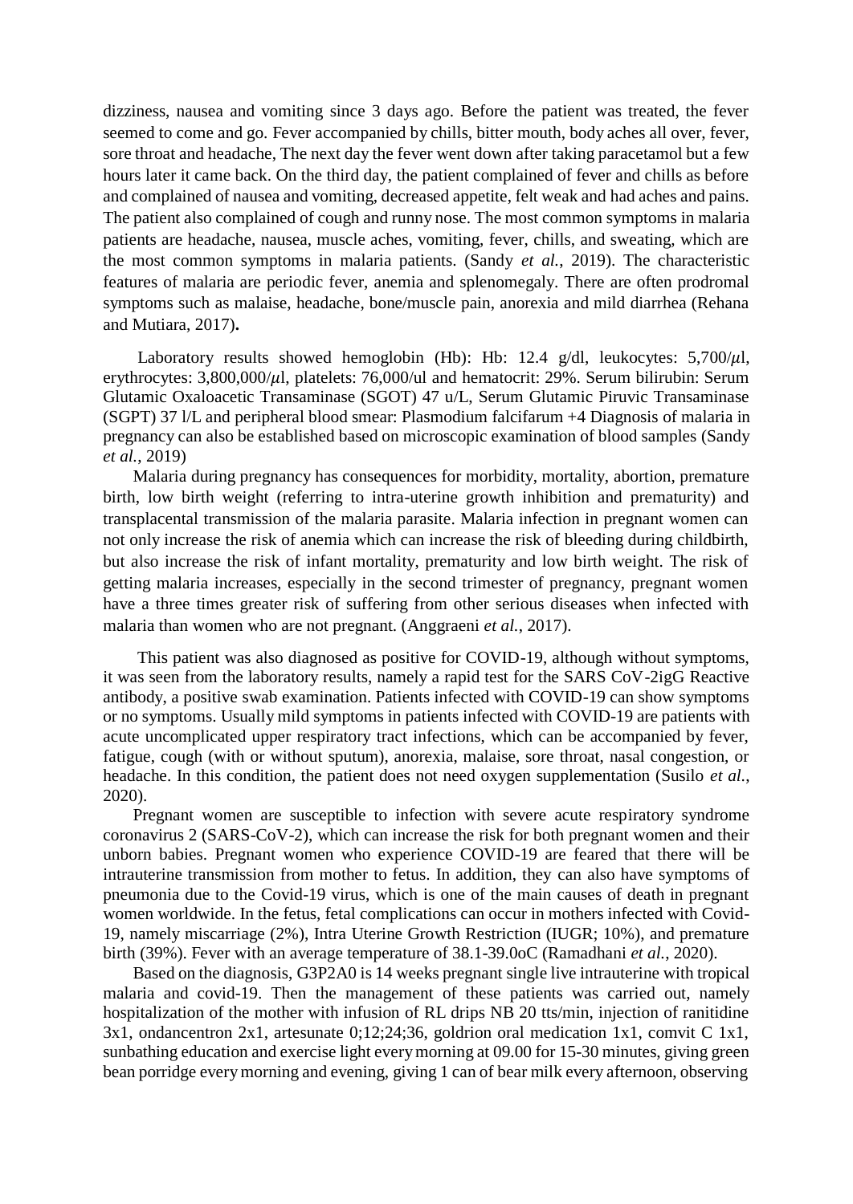dizziness, nausea and vomiting since 3 days ago. Before the patient was treated, the fever seemed to come and go. Fever accompanied by chills, bitter mouth, body aches all over, fever, sore throat and headache, The next day the fever went down after taking paracetamol but a few hours later it came back. On the third day, the patient complained of fever and chills as before and complained of nausea and vomiting, decreased appetite, felt weak and had aches and pains. The patient also complained of cough and runny nose. The most common symptoms in malaria patients are headache, nausea, muscle aches, vomiting, fever, chills, and sweating, which are the most common symptoms in malaria patients. (Sandy *et al.*, 2019). The characteristic features of malaria are periodic fever, anemia and splenomegaly. There are often prodromal symptoms such as malaise, headache, bone/muscle pain, anorexia and mild diarrhea (Rehana and Mutiara, 2017)**.**

Laboratory results showed hemoglobin (Hb): Hb: 12.4 g/dl, leukocytes: 5,700/$\mu$l, erythrocytes: 3,800,000/$\mu$l, platelets: 76,000/ul and hematocrit: 29%. Serum bilirubin: Serum Glutamic Oxaloacetic Transaminase (SGOT) 47 u/L, Serum Glutamic Piruvic Transaminase (SGPT) 37 l/L and peripheral blood smear: Plasmodium falcifarum +4 Diagnosis of malaria in pregnancy can also be established based on microscopic examination of blood samples (Sandy *et al.*, 2019)

Malaria during pregnancy has consequences for morbidity, mortality, abortion, premature birth, low birth weight (referring to intra-uterine growth inhibition and prematurity) and transplacental transmission of the malaria parasite. Malaria infection in pregnant women can not only increase the risk of anemia which can increase the risk of bleeding during childbirth, but also increase the risk of infant mortality, prematurity and low birth weight. The risk of getting malaria increases, especially in the second trimester of pregnancy, pregnant women have a three times greater risk of suffering from other serious diseases when infected with malaria than women who are not pregnant. (Anggraeni *et al.*, 2017).

This patient was also diagnosed as positive for COVID-19, although without symptoms, it was seen from the laboratory results, namely a rapid test for the SARS CoV-2igG Reactive antibody, a positive swab examination. Patients infected with COVID-19 can show symptoms or no symptoms. Usually mild symptoms in patients infected with COVID-19 are patients with acute uncomplicated upper respiratory tract infections, which can be accompanied by fever, fatigue, cough (with or without sputum), anorexia, malaise, sore throat, nasal congestion, or headache. In this condition, the patient does not need oxygen supplementation (Susilo *et al.*, 2020).

Pregnant women are susceptible to infection with severe acute respiratory syndrome coronavirus 2 (SARS-CoV-2), which can increase the risk for both pregnant women and their unborn babies. Pregnant women who experience COVID-19 are feared that there will be intrauterine transmission from mother to fetus. In addition, they can also have symptoms of pneumonia due to the Covid-19 virus, which is one of the main causes of death in pregnant women worldwide. In the fetus, fetal complications can occur in mothers infected with Covid-19, namely miscarriage (2%), Intra Uterine Growth Restriction (IUGR; 10%), and premature birth (39%). Fever with an average temperature of 38.1-39.0oC (Ramadhani *et al.*, 2020).

Based on the diagnosis, G3P2A0 is 14 weeks pregnant single live intrauterine with tropical malaria and covid-19. Then the management of these patients was carried out, namely hospitalization of the mother with infusion of RL drips NB 20 tts/min, injection of ranitidine 3x1, ondancentron 2x1, artesunate 0;12;24;36, goldrion oral medication 1x1, comvit C 1x1, sunbathing education and exercise light every morning at 09.00 for 15-30 minutes, giving green bean porridge every morning and evening, giving 1 can of bear milk every afternoon, observing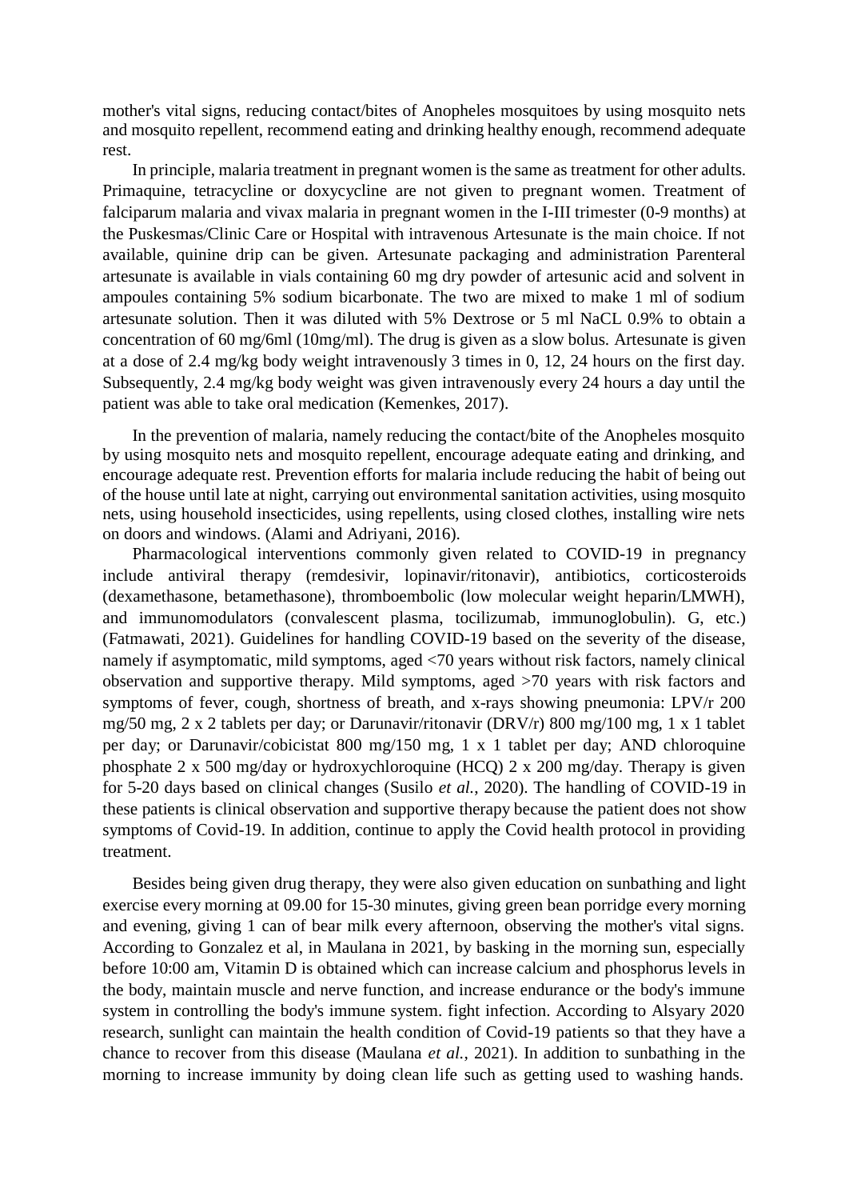mother's vital signs, reducing contact/bites of Anopheles mosquitoes by using mosquito nets and mosquito repellent, recommend eating and drinking healthy enough, recommend adequate rest.

In principle, malaria treatment in pregnant women is the same as treatment for other adults. Primaquine, tetracycline or doxycycline are not given to pregnant women. Treatment of falciparum malaria and vivax malaria in pregnant women in the I-III trimester (0-9 months) at the Puskesmas/Clinic Care or Hospital with intravenous Artesunate is the main choice. If not available, quinine drip can be given. Artesunate packaging and administration Parenteral artesunate is available in vials containing 60 mg dry powder of artesunic acid and solvent in ampoules containing 5% sodium bicarbonate. The two are mixed to make 1 ml of sodium artesunate solution. Then it was diluted with 5% Dextrose or 5 ml NaCL 0.9% to obtain a concentration of 60 mg/6ml (10mg/ml). The drug is given as a slow bolus. Artesunate is given at a dose of 2.4 mg/kg body weight intravenously 3 times in 0, 12, 24 hours on the first day. Subsequently, 2.4 mg/kg body weight was given intravenously every 24 hours a day until the patient was able to take oral medication (Kemenkes, 2017).

In the prevention of malaria, namely reducing the contact/bite of the Anopheles mosquito by using mosquito nets and mosquito repellent, encourage adequate eating and drinking, and encourage adequate rest. Prevention efforts for malaria include reducing the habit of being out of the house until late at night, carrying out environmental sanitation activities, using mosquito nets, using household insecticides, using repellents, using closed clothes, installing wire nets on doors and windows. (Alami and Adriyani, 2016).

Pharmacological interventions commonly given related to COVID-19 in pregnancy include antiviral therapy (remdesivir, lopinavir/ritonavir), antibiotics, corticosteroids (dexamethasone, betamethasone), thromboembolic (low molecular weight heparin/LMWH), and immunomodulators (convalescent plasma, tocilizumab, immunoglobulin). G, etc.) (Fatmawati, 2021). Guidelines for handling COVID-19 based on the severity of the disease, namely if asymptomatic, mild symptoms, aged <70 years without risk factors, namely clinical observation and supportive therapy. Mild symptoms, aged >70 years with risk factors and symptoms of fever, cough, shortness of breath, and x-rays showing pneumonia: LPV/r 200 mg/50 mg, 2 x 2 tablets per day; or Darunavir/ritonavir (DRV/r) 800 mg/100 mg, 1 x 1 tablet per day; or Darunavir/cobicistat 800 mg/150 mg, 1 x 1 tablet per day; AND chloroquine phosphate 2 x 500 mg/day or hydroxychloroquine (HCQ) 2 x 200 mg/day. Therapy is given for 5-20 days based on clinical changes (Susilo *et al.,* 2020). The handling of COVID-19 in these patients is clinical observation and supportive therapy because the patient does not show symptoms of Covid-19. In addition, continue to apply the Covid health protocol in providing treatment.

Besides being given drug therapy, they were also given education on sunbathing and light exercise every morning at 09.00 for 15-30 minutes, giving green bean porridge every morning and evening, giving 1 can of bear milk every afternoon, observing the mother's vital signs. According to Gonzalez et al, in Maulana in 2021, by basking in the morning sun, especially before 10:00 am, Vitamin D is obtained which can increase calcium and phosphorus levels in the body, maintain muscle and nerve function, and increase endurance or the body's immune system in controlling the body's immune system. fight infection. According to Alsyary 2020 research, sunlight can maintain the health condition of Covid-19 patients so that they have a chance to recover from this disease (Maulana *et al.*, 2021). In addition to sunbathing in the morning to increase immunity by doing clean life such as getting used to washing hands.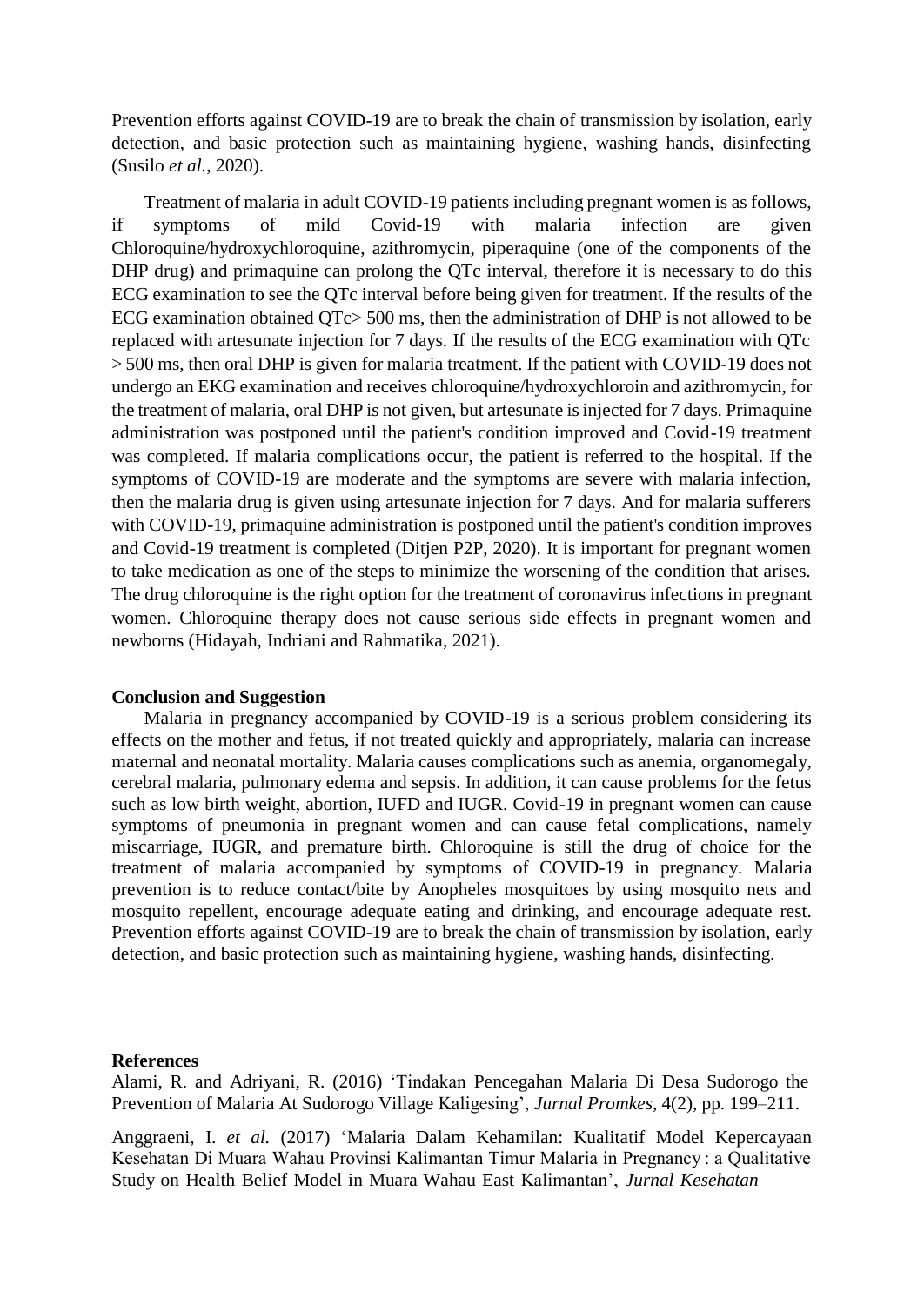Prevention efforts against COVID-19 are to break the chain of transmission by isolation, early detection, and basic protection such as maintaining hygiene, washing hands, disinfecting (Susilo *et al.*, 2020).

Treatment of malaria in adult COVID-19 patients including pregnant women is as follows, if symptoms of mild Covid-19 with malaria infection are given Chloroquine/hydroxychloroquine, azithromycin, piperaquine (one of the components of the DHP drug) and primaquine can prolong the QTc interval, therefore it is necessary to do this ECG examination to see the QTc interval before being given for treatment. If the results of the ECG examination obtained QTc> 500 ms, then the administration of DHP is not allowed to be replaced with artesunate injection for 7 days. If the results of the ECG examination with QTc > 500 ms, then oral DHP is given for malaria treatment. If the patient with COVID-19 does not undergo an EKG examination and receives chloroquine/hydroxychloroin and azithromycin, for the treatment of malaria, oral DHP is not given, but artesunate is injected for 7 days. Primaquine administration was postponed until the patient's condition improved and Covid-19 treatment was completed. If malaria complications occur, the patient is referred to the hospital. If the symptoms of COVID-19 are moderate and the symptoms are severe with malaria infection, then the malaria drug is given using artesunate injection for 7 days. And for malaria sufferers with COVID-19, primaquine administration is postponed until the patient's condition improves and Covid-19 treatment is completed (Ditjen P2P, 2020). It is important for pregnant women to take medication as one of the steps to minimize the worsening of the condition that arises. The drug chloroquine is the right option for the treatment of coronavirus infections in pregnant women. Chloroquine therapy does not cause serious side effects in pregnant women and newborns (Hidayah, Indriani and Rahmatika, 2021).

## Conclusion and Suggestion

Malaria in pregnancy accompanied by COVID-19 is a serious problem considering its effects on the mother and fetus, if not treated quickly and appropriately, malaria can increase maternal and neonatal mortality. Malaria causes complications such as anemia, organomegaly, cerebral malaria, pulmonary edema and sepsis. In addition, it can cause problems for the fetus such as low birth weight, abortion, IUFD and IUGR. Covid-19 in pregnant women can cause symptoms of pneumonia in pregnant women and can cause fetal complications, namely miscarriage, IUGR, and premature birth. Chloroquine is still the drug of choice for the treatment of malaria accompanied by symptoms of COVID-19 in pregnancy. Malaria prevention is to reduce contact/bite by Anopheles mosquitoes by using mosquito nets and mosquito repellent, encourage adequate eating and drinking, and encourage adequate rest. Prevention efforts against COVID-19 are to break the chain of transmission by isolation, early detection, and basic protection such as maintaining hygiene, washing hands, disinfecting.

## References

Alami, R. and Adriyani, R. (2016) 'Tindakan Pencegahan Malaria Di Desa Sudorogo the Prevention of Malaria At Sudorogo Village Kaligesing', *Jurnal Promkes*, 4(2), pp. 199–211.

Anggraeni, I. *et al.* (2017) 'Malaria Dalam Kehamilan: Kualitatif Model Kepercayaan Kesehatan Di Muara Wahau Provinsi Kalimantan Timur Malaria in Pregnancy : a Qualitative Study on Health Belief Model in Muara Wahau East Kalimantan', *Jurnal Kesehatan*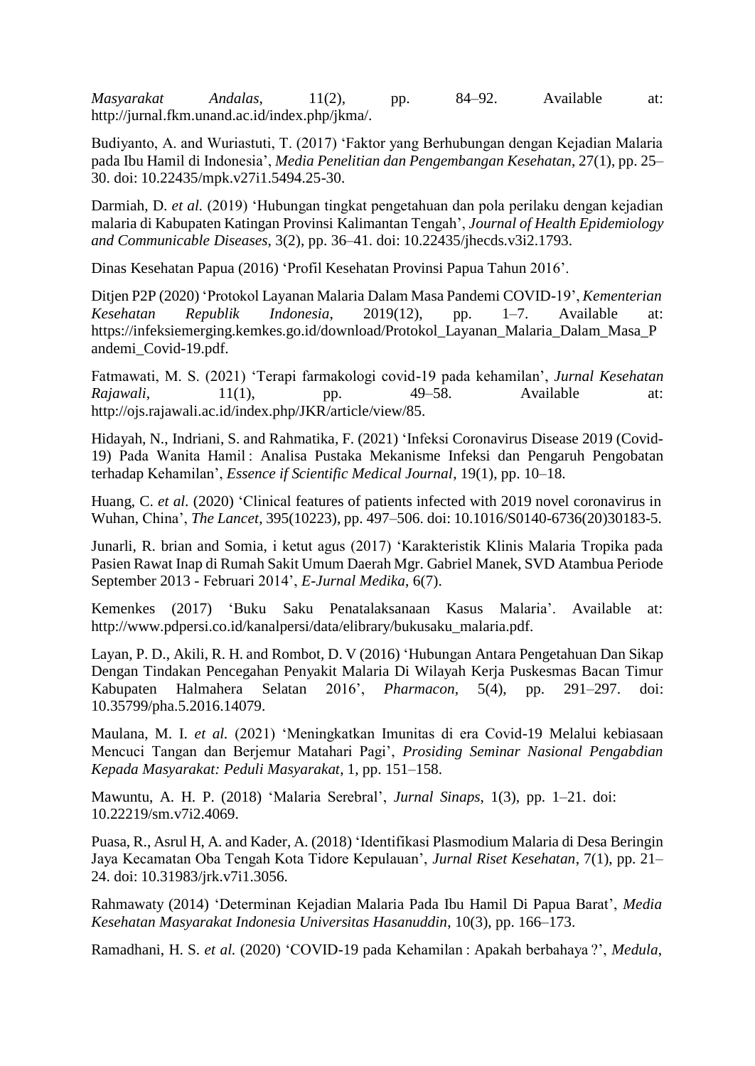*Masyarakat Andalas*, 11(2), pp. 84–92. Available at: http://jurnal.fkm.unand.ac.id/index.php/jkma/.

Budiyanto, A. and Wuriastuti, T. (2017) 'Faktor yang Berhubungan dengan Kejadian Malaria pada Ibu Hamil di Indonesia', *Media Penelitian dan Pengembangan Kesehatan*, 27(1), pp. 25–30. doi: 10.22435/mpk.v27i1.5494.25-30.

Darmiah, D. *et al.* (2019) 'Hubungan tingkat pengetahuan dan pola perilaku dengan kejadian malaria di Kabupaten Katingan Provinsi Kalimantan Tengah', *Journal of Health Epidemiology and Communicable Diseases*, 3(2), pp. 36–41. doi: 10.22435/jhecds.v3i2.1793.

Dinas Kesehatan Papua (2016) 'Profil Kesehatan Provinsi Papua Tahun 2016'.

Ditjen P2P (2020) 'Protokol Layanan Malaria Dalam Masa Pandemi COVID-19', *Kementerian Kesehatan Republik Indonesia*, 2019(12), pp. 1–7. Available at: https://infeksiemerging.kemkes.go.id/download/Protokol_Layanan_Malaria_Dalam_Masa_Pandemi_Covid-19.pdf.

Fatmawati, M. S. (2021) 'Terapi farmakologi covid-19 pada kehamilan', *Jurnal Kesehatan Rajawali*, 11(1), pp. 49–58. Available at: http://ojs.rajawali.ac.id/index.php/JKR/article/view/85.

Hidayah, N., Indriani, S. and Rahmatika, F. (2021) 'Infeksi Coronavirus Disease 2019 (Covid-19) Pada Wanita Hamil : Analisa Pustaka Mekanisme Infeksi dan Pengaruh Pengobatan terhadap Kehamilan', *Essence if Scientific Medical Journal*, 19(1), pp. 10–18.

Huang, C. *et al.* (2020) 'Clinical features of patients infected with 2019 novel coronavirus in Wuhan, China', *The Lancet*, 395(10223), pp. 497–506. doi: 10.1016/S0140-6736(20)30183-5.

Junarli, R. brian and Somia, i ketut agus (2017) 'Karakteristik Klinis Malaria Tropika pada Pasien Rawat Inap di Rumah Sakit Umum Daerah Mgr. Gabriel Manek, SVD Atambua Periode September 2013 - Februari 2014', *E-Jurnal Medika*, 6(7).

Kemenkes (2017) 'Buku Saku Penatalaksanaan Kasus Malaria'. Available at: http://www.pdpersi.co.id/kanalpersi/data/elibrary/bukusaku_malaria.pdf.

Layan, P. D., Akili, R. H. and Rombot, D. V (2016) 'Hubungan Antara Pengetahuan Dan Sikap Dengan Tindakan Pencegahan Penyakit Malaria Di Wilayah Kerja Puskesmas Bacan Timur Kabupaten Halmahera Selatan 2016', *Pharmacon*, 5(4), pp. 291–297. doi: 10.35799/pha.5.2016.14079.

Maulana, M. I. *et al.* (2021) 'Meningkatkan Imunitas di era Covid-19 Melalui kebiasaan Mencuci Tangan dan Berjemur Matahari Pagi', *Prosiding Seminar Nasional Pengabdian Kepada Masyarakat: Peduli Masyarakat*, 1, pp. 151–158.

Mawuntu, A. H. P. (2018) 'Malaria Serebral', *Jurnal Sinaps*, 1(3), pp. 1–21. doi: 10.22219/sm.v7i2.4069.

Puasa, R., Asrul H, A. and Kader, A. (2018) 'Identifikasi Plasmodium Malaria di Desa Beringin Jaya Kecamatan Oba Tengah Kota Tidore Kepulauan', *Jurnal Riset Kesehatan*, 7(1), pp. 21–24. doi: 10.31983/jrk.v7i1.3056.

Rahmawaty (2014) 'Determinan Kejadian Malaria Pada Ibu Hamil Di Papua Barat', *Media Kesehatan Masyarakat Indonesia Universitas Hasanuddin*, 10(3), pp. 166–173.

Ramadhani, H. S. *et al.* (2020) 'COVID-19 pada Kehamilan : Apakah berbahaya ?', *Medula*,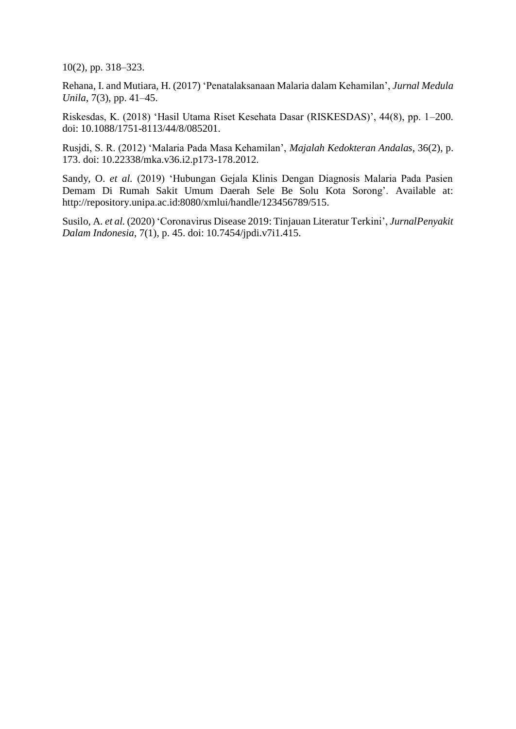10(2), pp. 318–323.

Rehana, I. and Mutiara, H. (2017) 'Penatalaksanaan Malaria dalam Kehamilan', *Jurnal Medula Unila*, 7(3), pp. 41–45.

Riskesdas, K. (2018) 'Hasil Utama Riset Kesehata Dasar (RISKESDAS)', 44(8), pp. 1–200. doi: 10.1088/1751-8113/44/8/085201.

Rusjdi, S. R. (2012) 'Malaria Pada Masa Kehamilan', *Majalah Kedokteran Andalas*, 36(2), p. 173. doi: 10.22338/mka.v36.i2.p173-178.2012.

Sandy, O. *et al.* (2019) 'Hubungan Gejala Klinis Dengan Diagnosis Malaria Pada Pasien Demam Di Rumah Sakit Umum Daerah Sele Be Solu Kota Sorong'. Available at: http://repository.unipa.ac.id:8080/xmlui/handle/123456789/515.

Susilo, A. *et al.* (2020) 'Coronavirus Disease 2019: Tinjauan Literatur Terkini', *JurnalPenyakit Dalam Indonesia*, 7(1), p. 45. doi: 10.7454/jpdi.v7i1.415.